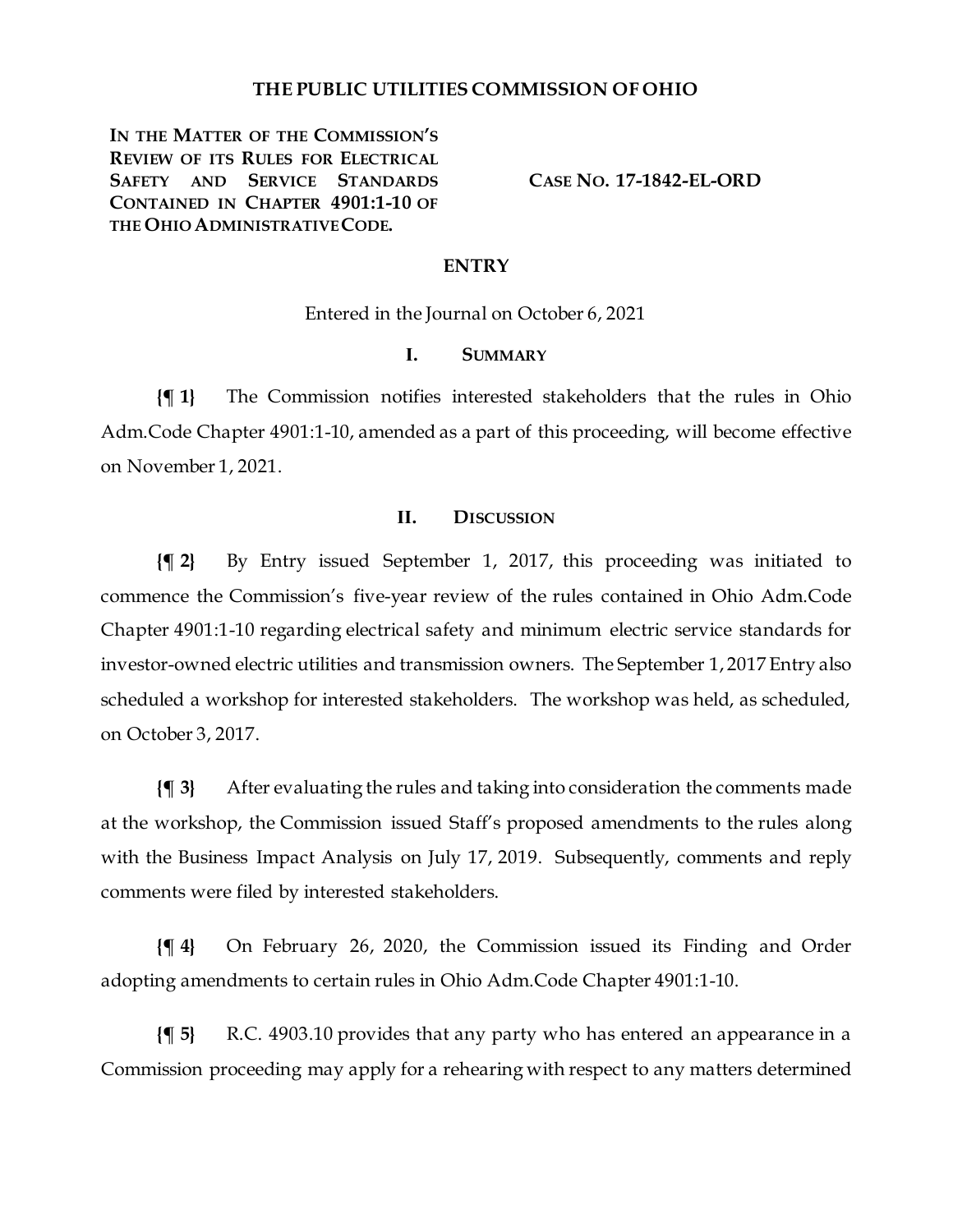## THE PUBLIC UTILITIES COMMISSION OF OHIO

**IN THE MATTER OF THE COMMISSION'S REVIEW OF ITS RULES FOR ELECTRICAL SAFETY AND SERVICE STANDARDS CONTAINED IN CHAPTER 4901:1-10 OF THE OHIO ADMINISTRATIVE CODE.**

**CASE NO. 17-1842-EL-ORD**

## ENTRY

Entered in the Journal on October 6, 2021

### I. SUMMARY

**{¶ 1}** The Commission notifies interested stakeholders that the rules in Ohio Adm.Code Chapter 4901:1-10, amended as a part of this proceeding, will become effective on November 1, 2021.

### II. DISCUSSION

**{¶ 2}** By Entry issued September 1, 2017, this proceeding was initiated to commence the Commission's five-year review of the rules contained in Ohio Adm.Code Chapter 4901:1-10 regarding electrical safety and minimum electric service standards for investor-owned electric utilities and transmission owners. The September 1, 2017 Entry also scheduled a workshop for interested stakeholders. The workshop was held, as scheduled, on October 3, 2017.

**{¶ 3}** After evaluating the rules and taking into consideration the comments made at the workshop, the Commission issued Staff's proposed amendments to the rules along with the Business Impact Analysis on July 17, 2019. Subsequently, comments and reply comments were filed by interested stakeholders.

**{¶ 4}** On February 26, 2020, the Commission issued its Finding and Order adopting amendments to certain rules in Ohio Adm.Code Chapter 4901:1-10.

**{¶ 5}** R.C. 4903.10 provides that any party who has entered an appearance in a Commission proceeding may apply for a rehearing with respect to any matters determined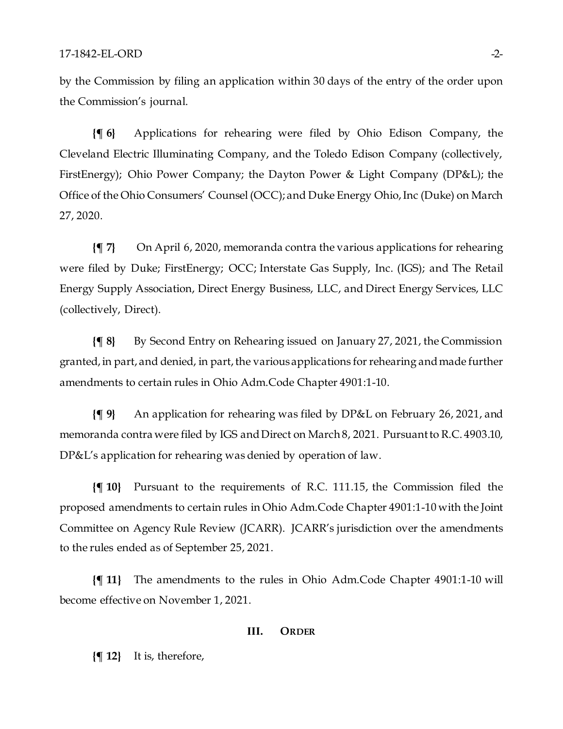by the Commission by filing an application within 30 days of the entry of the order upon the Commission's journal.

**{¶ 6}** Applications for rehearing were filed by Ohio Edison Company, the Cleveland Electric Illuminating Company, and the Toledo Edison Company (collectively, FirstEnergy); Ohio Power Company; the Dayton Power & Light Company (DP&L); the Office of the Ohio Consumers' Counsel (OCC); and Duke Energy Ohio, Inc (Duke) on March 27, 2020.

**{¶ 7}** On April 6, 2020, memoranda contra the various applications for rehearing were filed by Duke; FirstEnergy; OCC; Interstate Gas Supply, Inc. (IGS); and The Retail Energy Supply Association, Direct Energy Business, LLC, and Direct Energy Services, LLC (collectively, Direct).

**{¶ 8}** By Second Entry on Rehearing issued on January 27, 2021, the Commission granted, in part, and denied, in part, the various applications for rehearing and made further amendments to certain rules in Ohio Adm.Code Chapter 4901:1-10.

**{¶ 9}** An application for rehearing was filed by DP&L on February 26, 2021, and memoranda contra were filed by IGS and Direct on March 8, 2021. Pursuant to R.C. 4903.10, DP&L's application for rehearing was denied by operation of law.

**{¶ 10}** Pursuant to the requirements of R.C. 111.15, the Commission filed the proposed amendments to certain rules in Ohio Adm.Code Chapter 4901:1-10 with the Joint Committee on Agency Rule Review (JCARR). JCARR's jurisdiction over the amendments to the rules ended as of September 25, 2021.

**{¶ 11}** The amendments to the rules in Ohio Adm.Code Chapter 4901:1-10 will become effective on November 1, 2021.

## III. ORDER

**{¶ 12}** It is, therefore,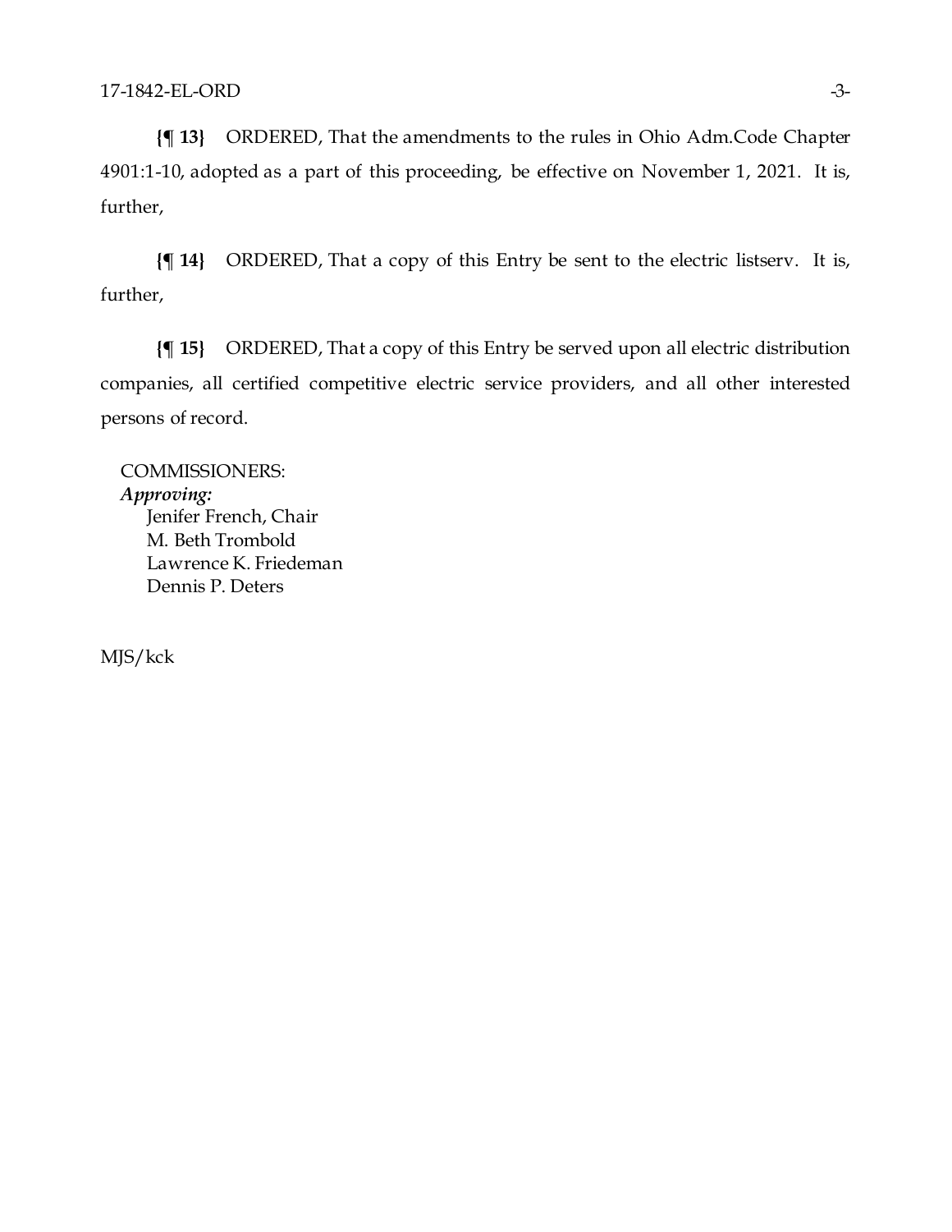**{¶ 13}** ORDERED, That the amendments to the rules in Ohio Adm.Code Chapter 4901:1-10, adopted as a part of this proceeding, be effective on November 1, 2021. It is, further,

**{¶ 14}** ORDERED, That a copy of this Entry be sent to the electric listserv. It is, further,

**{¶ 15}** ORDERED, That a copy of this Entry be served upon all electric distribution companies, all certified competitive electric service providers, and all other interested persons of record.

COMMISSIONERS:
***Approving:***
Jenifer French, Chair
M. Beth Trombold
Lawrence K. Friedeman
Dennis P. Deters

MJS/kck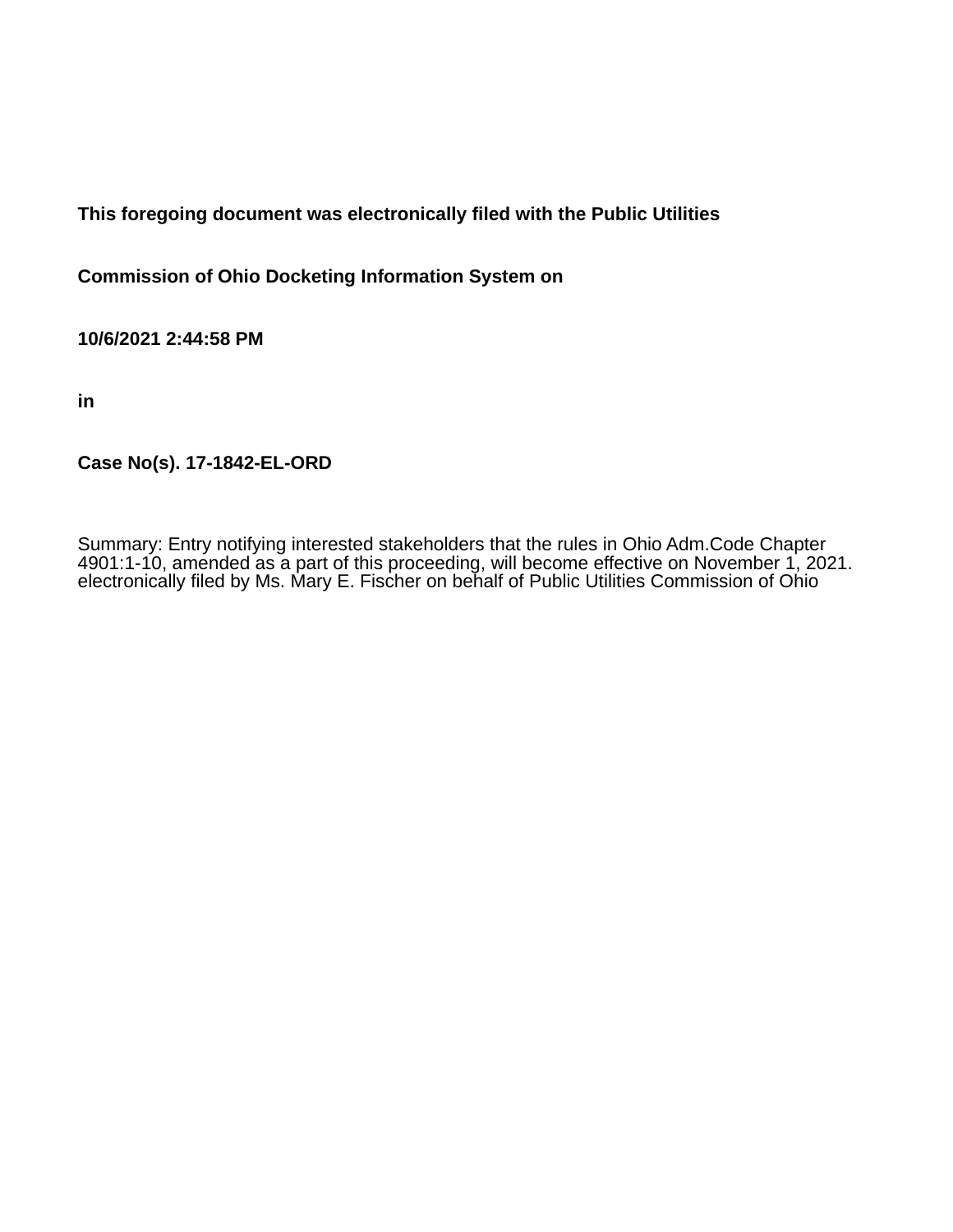**This foregoing document was electronically filed with the Public Utilities**

**Commission of Ohio Docketing Information System on**

**10/6/2021 2:44:58 PM**

**in**

**Case No(s). 17-1842-EL-ORD**

Summary: Entry notifying interested stakeholders that the rules in Ohio Adm.Code Chapter 4901:1-10, amended as a part of this proceeding, will become effective on November 1, 2021. electronically filed by Ms. Mary E. Fischer on behalf of Public Utilities Commission of Ohio